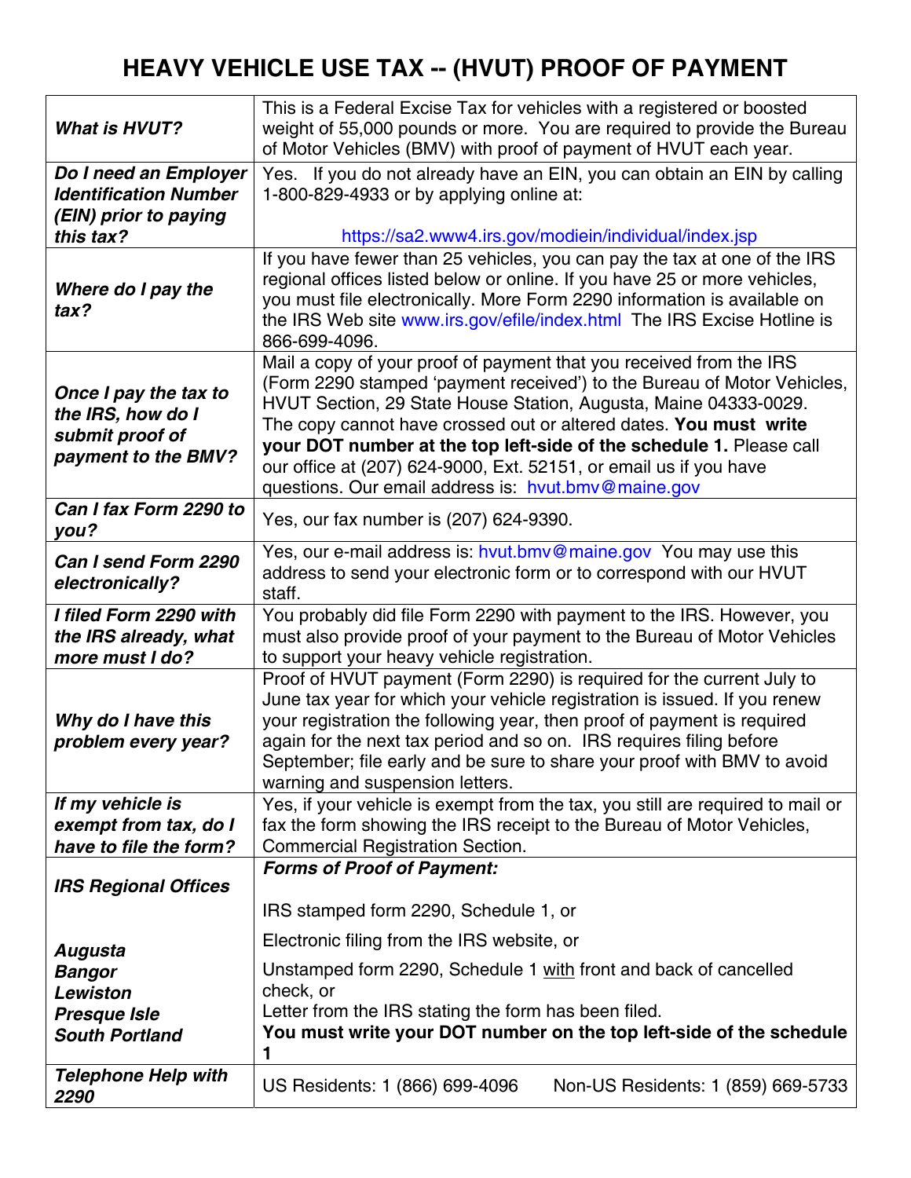# HEAVY VEHICLE USE TAX -- (HVUT) PROOF OF PAYMENT

| | |
|---|---|
| ***What is HVUT?*** | This is a Federal Excise Tax for vehicles with a registered or boosted weight of 55,000 pounds or more. You are required to provide the Bureau of Motor Vehicles (BMV) with proof of payment of HVUT each year. |
| ***Do I need an Employer Identification Number (EIN) prior to paying this tax?*** | Yes. If you do not already have an EIN, you can obtain an EIN by calling 1-800-829-4933 or by applying online at: https://sa2.www4.irs.gov/modiein/individual/index.jsp |
| ***Where do I pay the tax?*** | If you have fewer than 25 vehicles, you can pay the tax at one of the IRS regional offices listed below or online. If you have 25 or more vehicles, you must file electronically. More Form 2290 information is available on the IRS Web site www.irs.gov/efile/index.html The IRS Excise Hotline is 866-699-4096. |
| ***Once I pay the tax to the IRS, how do I submit proof of payment to the BMV?*** | Mail a copy of your proof of payment that you received from the IRS (Form 2290 stamped 'payment received') to the Bureau of Motor Vehicles, HVUT Section, 29 State House Station, Augusta, Maine 04333-0029. The copy cannot have crossed out or altered dates. **You must write your DOT number at the top left-side of the schedule 1.** Please call our office at (207) 624-9000, Ext. 52151, or email us if you have questions. Our email address is: hvut.bmv@maine.gov |
| ***Can I fax Form 2290 to you?*** | Yes, our fax number is (207) 624-9390. |
| ***Can I send Form 2290 electronically?*** | Yes, our e-mail address is: hvut.bmv@maine.gov You may use this address to send your electronic form or to correspond with our HVUT staff. |
| ***I filed Form 2290 with the IRS already, what more must I do?*** | You probably did file Form 2290 with payment to the IRS. However, you must also provide proof of your payment to the Bureau of Motor Vehicles to support your heavy vehicle registration. |
| ***Why do I have this problem every year?*** | Proof of HVUT payment (Form 2290) is required for the current July to June tax year for which your vehicle registration is issued. If you renew your registration the following year, then proof of payment is required again for the next tax period and so on. IRS requires filing before September; file early and be sure to share your proof with BMV to avoid warning and suspension letters. |
| ***If my vehicle is exempt from tax, do I have to file the form?*** | Yes, if your vehicle is exempt from the tax, you still are required to mail or fax the form showing the IRS receipt to the Bureau of Motor Vehicles, Commercial Registration Section. |
| ***IRS Regional Offices*** <br><br> ***Augusta*** <br> ***Bangor*** <br> ***Lewiston*** <br> ***Presque Isle*** <br> ***South Portland*** | ***Forms of Proof of Payment:*** <br><br> IRS stamped form 2290, Schedule 1, or <br><br> Electronic filing from the IRS website, or <br><br> Unstamped form 2290, Schedule 1 <u>with</u> front and back of cancelled check, or <br> Letter from the IRS stating the form has been filed. <br> **You must write your DOT number on the top left-side of the schedule 1** |
| ***Telephone Help with 2290*** | US Residents: 1 (866) 699-4096 &nbsp;&nbsp;&nbsp; Non-US Residents: 1 (859) 669-5733 |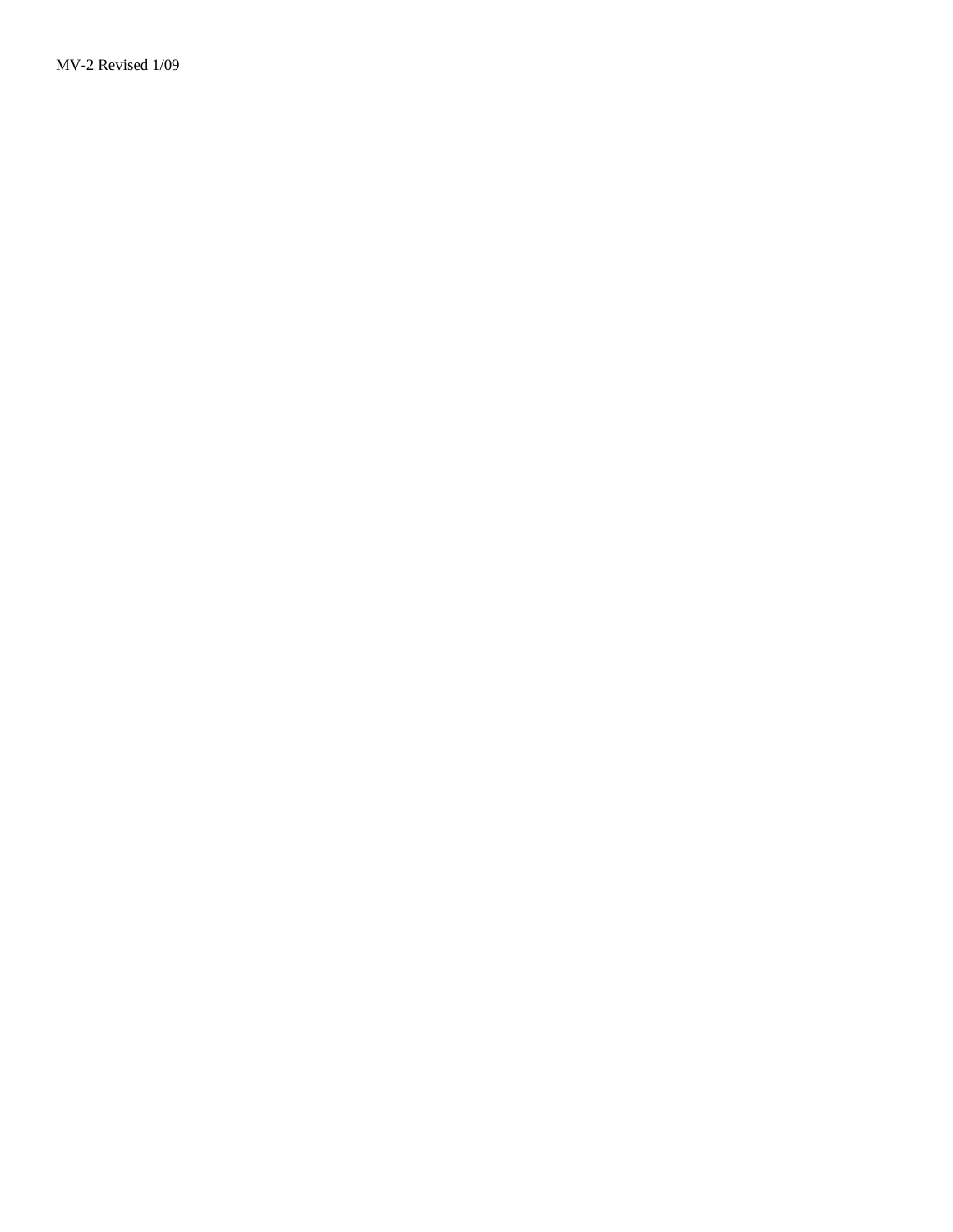MV-2 Revised 1/09